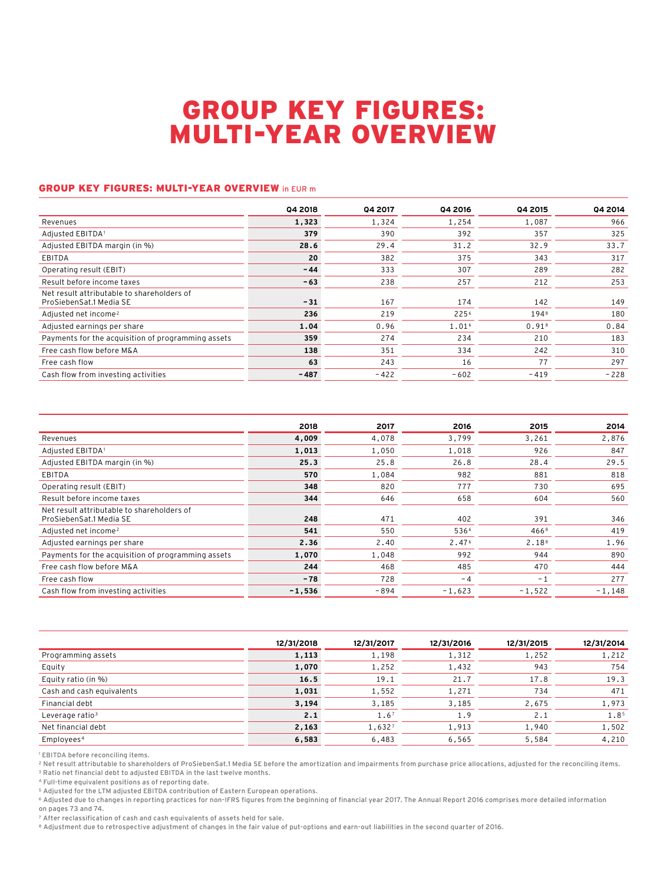# GROUP KEY FIGURES: MULTI-YEAR OVERVIEW

## GROUP KEY FIGURES: MULTI-YEAR OVERVIEW in EUR m

| | Q4 2018 | Q4 2017 | Q4 2016 | Q4 2015 | Q4 2014 |
|---|---|---|---|---|---|
| Revenues | **1,323** | 1,324 | 1,254 | 1,087 | 966 |
| Adjusted EBITDA[1] | **379** | 390 | 392 | 357 | 325 |
| Adjusted EBITDA margin (in %) | **28.6** | 29.4 | 31.2 | 32.9 | 33.7 |
| EBITDA | **20** | 382 | 375 | 343 | 317 |
| Operating result (EBIT) | **-44** | 333 | 307 | 289 | 282 |
| Result before income taxes | **-63** | 238 | 257 | 212 | 253 |
| Net result attributable to shareholders of ProSiebenSat.1 Media SE | **-31** | 167 | 174 | 142 | 149 |
| Adjusted net income[2] | **236** | 219 | 225[6] | 194[8] | 180 |
| Adjusted earnings per share | **1.04** | 0.96 | 1.01[6] | 0.91[8] | 0.84 |
| Payments for the acquisition of programming assets | **359** | 274 | 234 | 210 | 183 |
| Free cash flow before M&A | **138** | 351 | 334 | 242 | 310 |
| Free cash flow | **63** | 243 | 16 | 77 | 297 |
| Cash flow from investing activities | **-487** | -422 | -602 | -419 | -228 |

| | 2018 | 2017 | 2016 | 2015 | 2014 |
|---|---|---|---|---|---|
| Revenues | **4,009** | 4,078 | 3,799 | 3,261 | 2,876 |
| Adjusted EBITDA[1] | **1,013** | 1,050 | 1,018 | 926 | 847 |
| Adjusted EBITDA margin (in %) | **25.3** | 25.8 | 26.8 | 28.4 | 29.5 |
| EBITDA | **570** | 1,084 | 982 | 881 | 818 |
| Operating result (EBIT) | **348** | 820 | 777 | 730 | 695 |
| Result before income taxes | **344** | 646 | 658 | 604 | 560 |
| Net result attributable to shareholders of ProSiebenSat.1 Media SE | **248** | 471 | 402 | 391 | 346 |
| Adjusted net income[2] | **541** | 550 | 536[6] | 466[8] | 419 |
| Adjusted earnings per share | **2.36** | 2.40 | 2.47[6] | 2.18[8] | 1.96 |
| Payments for the acquisition of programming assets | **1,070** | 1,048 | 992 | 944 | 890 |
| Free cash flow before M&A | **244** | 468 | 485 | 470 | 444 |
| Free cash flow | **-78** | 728 | -4 | -1 | 277 |
| Cash flow from investing activities | **-1,536** | -894 | -1,623 | -1,522 | -1,148 |

| | 12/31/2018 | 12/31/2017 | 12/31/2016 | 12/31/2015 | 12/31/2014 |
|---|---|---|---|---|---|
| Programming assets | **1,113** | 1,198 | 1,312 | 1,252 | 1,212 |
| Equity | **1,070** | 1,252 | 1,432 | 943 | 754 |
| Equity ratio (in %) | **16.5** | 19.1 | 21.7 | 17.8 | 19.3 |
| Cash and cash equivalents | **1,031** | 1,552 | 1,271 | 734 | 471 |
| Financial debt | **3,194** | 3,185 | 3,185 | 2,675 | 1,973 |
| Leverage ratio[3] | **2.1** | 1.6[7] | 1.9 | 2.1 | 1.8[5] |
| Net financial debt | **2,163** | 1,632[7] | 1,913 | 1,940 | 1,502 |
| Employees[4] | **6,583** | 6,483 | 6,565 | 5,584 | 4,210 |

[1] EBITDA before reconciling items.
[2] Net result attributable to shareholders of ProSiebenSat.1 Media SE before the amortization and impairments from purchase price allocations, adjusted for the reconciling items.
[3] Ratio net financial debt to adjusted EBITDA in the last twelve months.
[4] Full-time equivalent positions as of reporting date.
[5] Adjusted for the LTM adjusted EBITDA contribution of Eastern European operations.
[6] Adjusted due to changes in reporting practices for non-IFRS figures from the beginning of financial year 2017. The Annual Report 2016 comprises more detailed information on pages 73 and 74.
[7] After reclassification of cash and cash equivalents of assets held for sale.
[8] Adjustment due to retrospective adjustment of changes in the fair value of put-options and earn-out liabilities in the second quarter of 2016.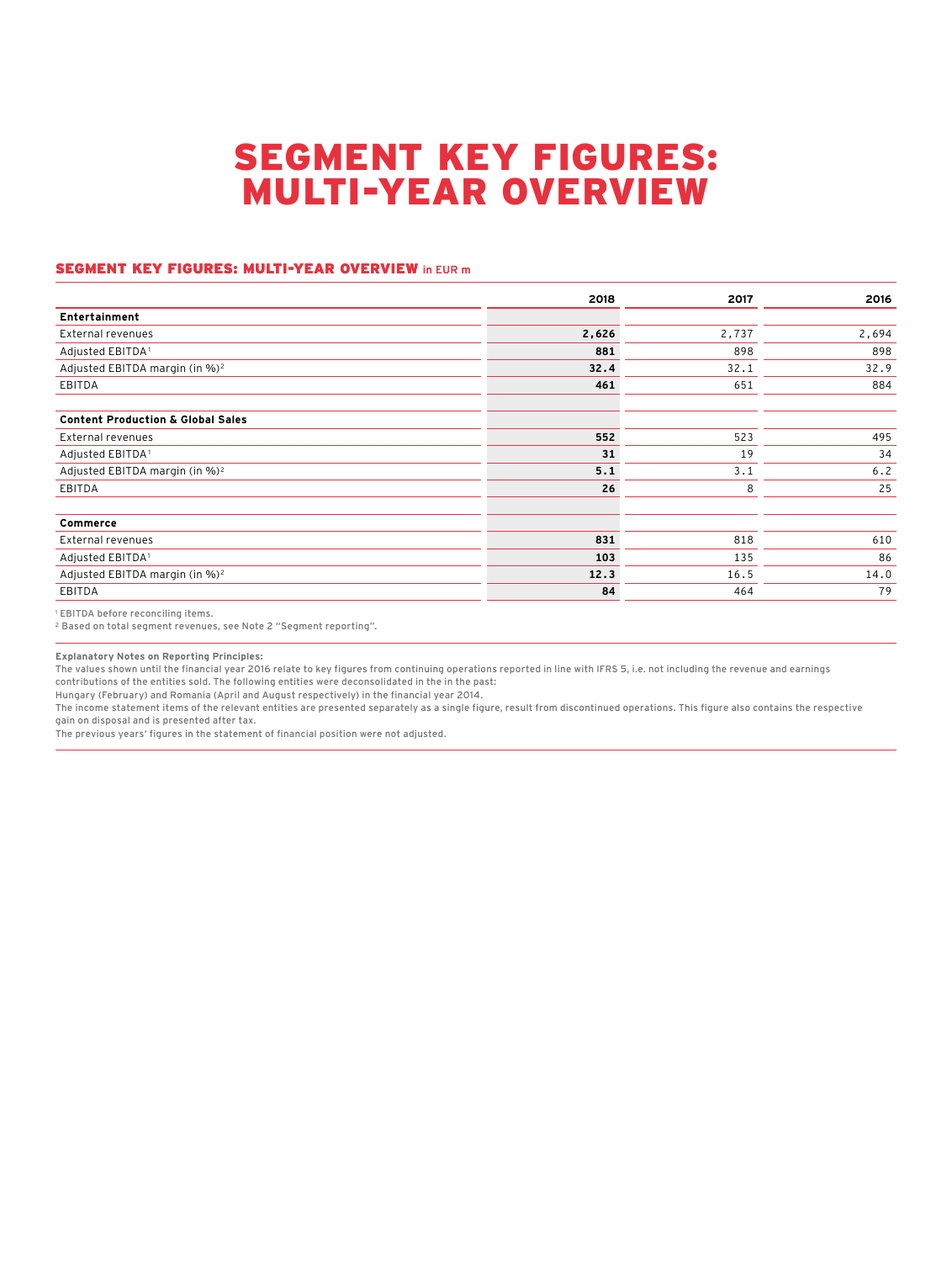# SEGMENT KEY FIGURES: MULTI-YEAR OVERVIEW

## SEGMENT KEY FIGURES: MULTI-YEAR OVERVIEW in EUR m

| | 2018 | 2017 | 2016 |
|---|---|---|---|
| **Entertainment** | | | |
| External revenues | **2,626** | 2,737 | 2,694 |
| Adjusted EBITDA[1] | **881** | 898 | 898 |
| Adjusted EBITDA margin (in %)[2] | **32.4** | 32.1 | 32.9 |
| EBITDA | **461** | 651 | 884 |
| | | | |
| **Content Production & Global Sales** | | | |
| External revenues | **552** | 523 | 495 |
| Adjusted EBITDA[1] | **31** | 19 | 34 |
| Adjusted EBITDA margin (in %)[2] | **5.1** | 3.1 | 6.2 |
| EBITDA | **26** | 8 | 25 |
| | | | |
| **Commerce** | | | |
| External revenues | **831** | 818 | 610 |
| Adjusted EBITDA[1] | **103** | 135 | 86 |
| Adjusted EBITDA margin (in %)[2] | **12.3** | 16.5 | 14.0 |
| EBITDA | **84** | 464 | 79 |

[1] EBITDA before reconciling items.
[2] Based on total segment revenues, see Note 2 "Segment reporting".

**Explanatory Notes on Reporting Principles:**
The values shown until the financial year 2016 relate to key figures from continuing operations reported in line with IFRS 5, i.e. not including the revenue and earnings contributions of the entities sold. The following entities were deconsolidated in the in the past:
Hungary (February) and Romania (April and August respectively) in the financial year 2014.
The income statement items of the relevant entities are presented separately as a single figure, result from discontinued operations. This figure also contains the respective gain on disposal and is presented after tax.
The previous years' figures in the statement of financial position were not adjusted.